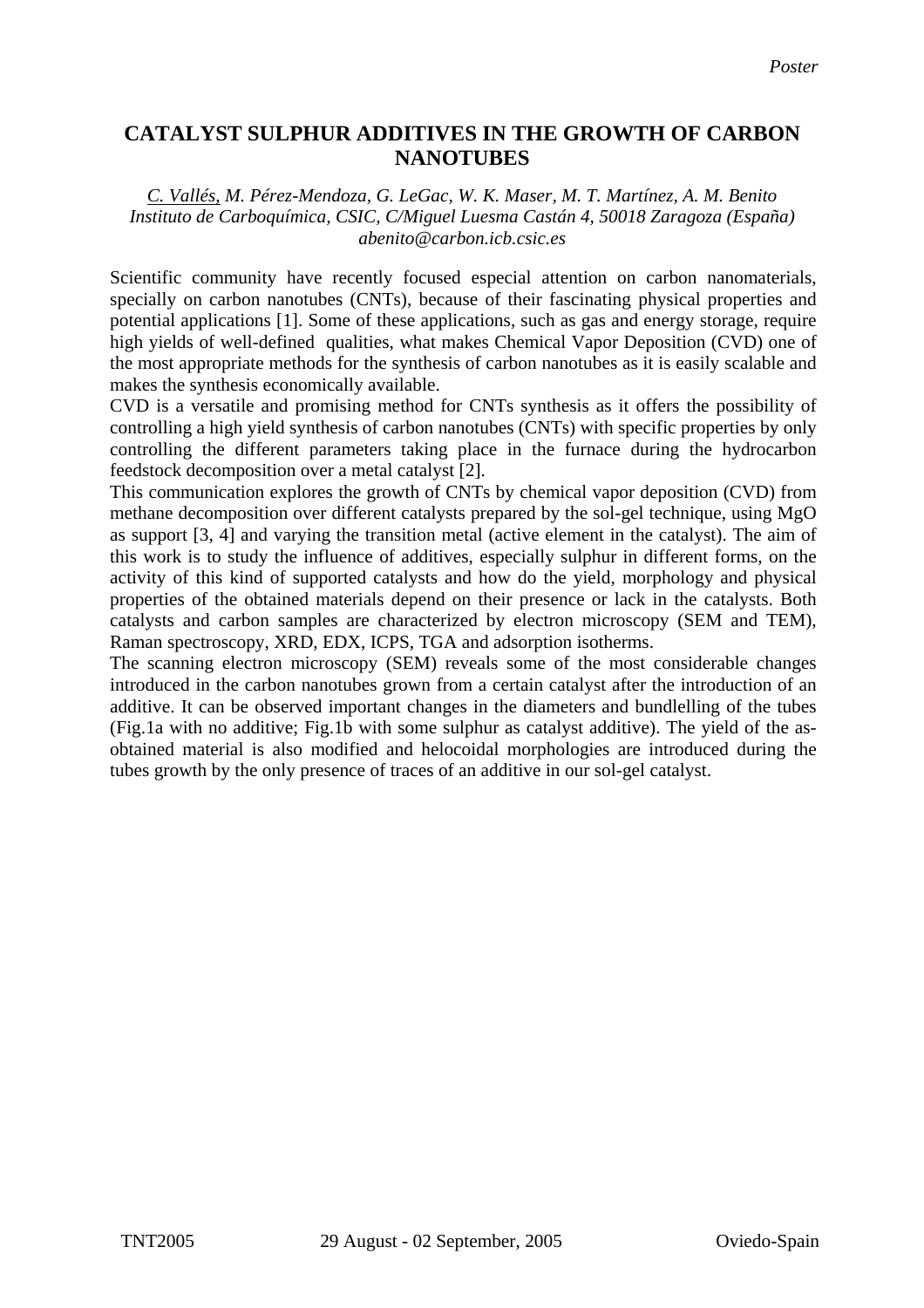*Poster*

# CATALYST SULPHUR ADDITIVES IN THE GROWTH OF CARBON NANOTUBES

*C. Vallés, M. Pérez-Mendoza, G. LeGac, W. K. Maser, M. T. Martínez, A. M. Benito*
*Instituto de Carboquímica, CSIC, C/Miguel Luesma Castán 4, 50018 Zaragoza (España)*
*abenito@carbon.icb.csic.es*

Scientific community have recently focused especial attention on carbon nanomaterials, specially on carbon nanotubes (CNTs), because of their fascinating physical properties and potential applications [1]. Some of these applications, such as gas and energy storage, require high yields of well-defined qualities, what makes Chemical Vapor Deposition (CVD) one of the most appropriate methods for the synthesis of carbon nanotubes as it is easily scalable and makes the synthesis economically available.
CVD is a versatile and promising method for CNTs synthesis as it offers the possibility of controlling a high yield synthesis of carbon nanotubes (CNTs) with specific properties by only controlling the different parameters taking place in the furnace during the hydrocarbon feedstock decomposition over a metal catalyst [2].
This communication explores the growth of CNTs by chemical vapor deposition (CVD) from methane decomposition over different catalysts prepared by the sol-gel technique, using MgO as support [3, 4] and varying the transition metal (active element in the catalyst). The aim of this work is to study the influence of additives, especially sulphur in different forms, on the activity of this kind of supported catalysts and how do the yield, morphology and physical properties of the obtained materials depend on their presence or lack in the catalysts. Both catalysts and carbon samples are characterized by electron microscopy (SEM and TEM), Raman spectroscopy, XRD, EDX, ICPS, TGA and adsorption isotherms.
The scanning electron microscopy (SEM) reveals some of the most considerable changes introduced in the carbon nanotubes grown from a certain catalyst after the introduction of an additive. It can be observed important changes in the diameters and bundlelling of the tubes (Fig.1a with no additive; Fig.1b with some sulphur as catalyst additive). The yield of the as-obtained material is also modified and helocoidal morphologies are introduced during the tubes growth by the only presence of traces of an additive in our sol-gel catalyst.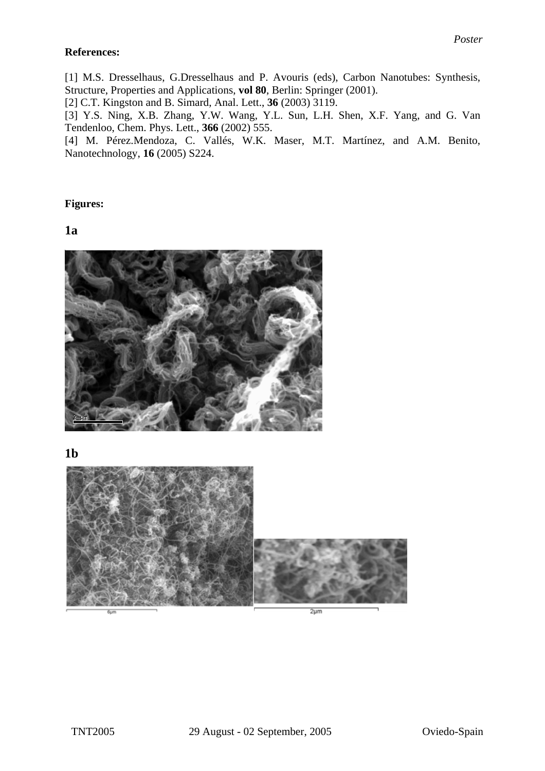**References:**

[1] M.S. Dresselhaus, G.Dresselhaus and P. Avouris (eds), Carbon Nanotubes: Synthesis, Structure, Properties and Applications, **vol 80**, Berlin: Springer (2001).
[2] C.T. Kingston and B. Simard, Anal. Lett., **36** (2003) 3119.
[3] Y.S. Ning, X.B. Zhang, Y.W. Wang, Y.L. Sun, L.H. Shen, X.F. Yang, and G. Van Tendenloo, Chem. Phys. Lett., **366** (2002) 555.
[4] M. Pérez.Mendoza, C. Vallés, W.K. Maser, M.T. Martínez, and A.M. Benito, Nanotechnology, **16** (2005) S224.

**Figures:**

**1a**

2 µm

**1b**

6µm

2µm